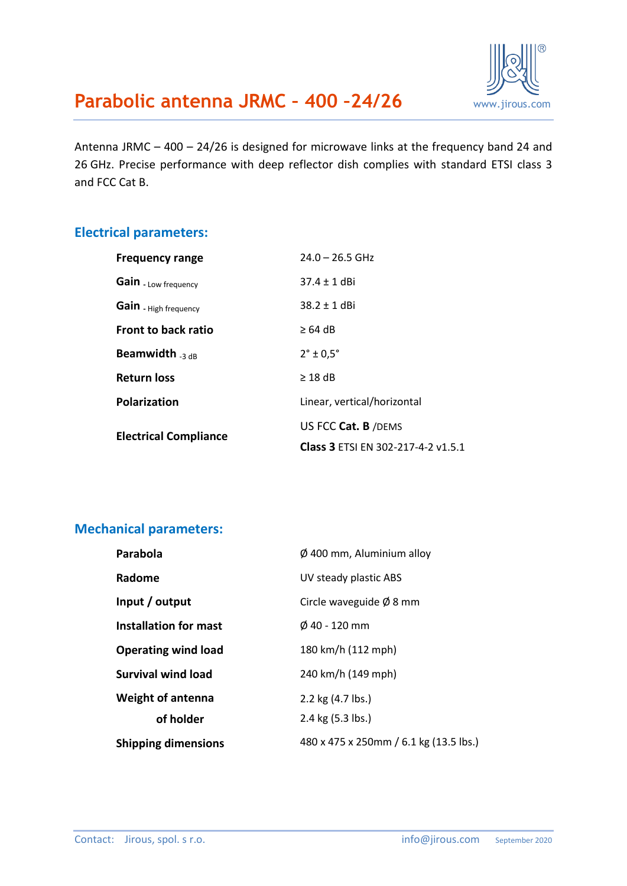# Parabolic antenna JRMC – 400 –24/26

www.jirous.com

Antenna JRMC – 400 – 24/26 is designed for microwave links at the frequency band 24 and 26 GHz. Precise performance with deep reflector dish complies with standard ETSI class 3 and FCC Cat B.

## Electrical parameters:

| | |
|---|---|
| **Frequency range** | 24.0 – 26.5 GHz |
| **Gain** - Low frequency | 37.4 ± 1 dBi |
| **Gain** - High frequency | 38.2 ± 1 dBi |
| **Front to back ratio** | ≥ 64 dB |
| **Beamwidth** -3 dB | 2° ± 0,5° |
| **Return loss** | ≥ 18 dB |
| **Polarization** | Linear, vertical/horizontal |
| **Electrical Compliance** | US FCC **Cat. B** /DEMS<br>**Class 3** ETSI EN 302-217-4-2 v1.5.1 |

## Mechanical parameters:

| | |
|---|---|
| **Parabola** | Ø 400 mm, Aluminium alloy |
| **Radome** | UV steady plastic ABS |
| **Input / output** | Circle waveguide Ø 8 mm |
| **Installation for mast** | Ø 40 - 120 mm |
| **Operating wind load** | 180 km/h (112 mph) |
| **Survival wind load** | 240 km/h (149 mph) |
| **Weight of antenna** | 2.2 kg (4.7 lbs.) |
| **of holder** | 2.4 kg (5.3 lbs.) |
| **Shipping dimensions** | 480 x 475 x 250mm / 6.1 kg (13.5 lbs.) |

Contact: Jirous, spol. s r.o. info@jirous.com September 2020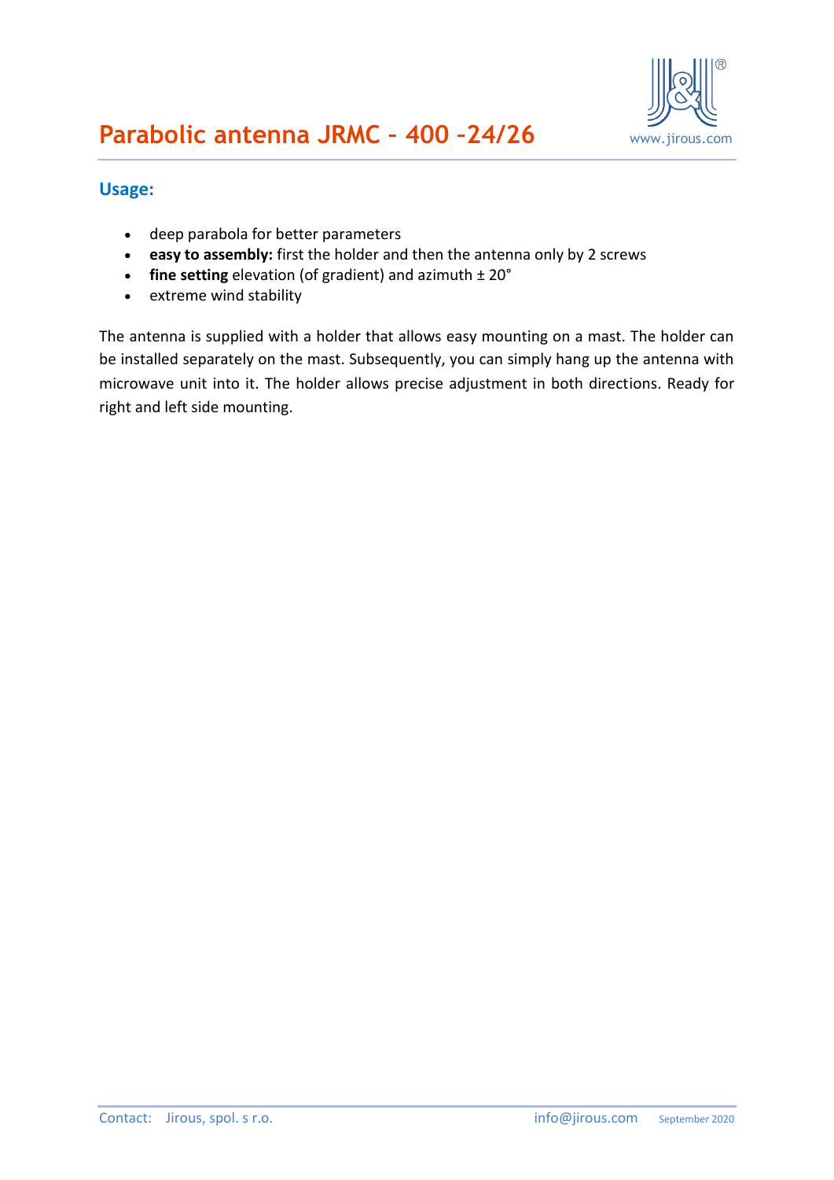# Parabolic antenna JRMC – 400 –24/26

## Usage:

- deep parabola for better parameters
- **easy to assembly:** first the holder and then the antenna only by 2 screws
- **fine setting** elevation (of gradient) and azimuth ± 20°
- extreme wind stability

The antenna is supplied with a holder that allows easy mounting on a mast. The holder can be installed separately on the mast. Subsequently, you can simply hang up the antenna with microwave unit into it. The holder allows precise adjustment in both directions. Ready for right and left side mounting.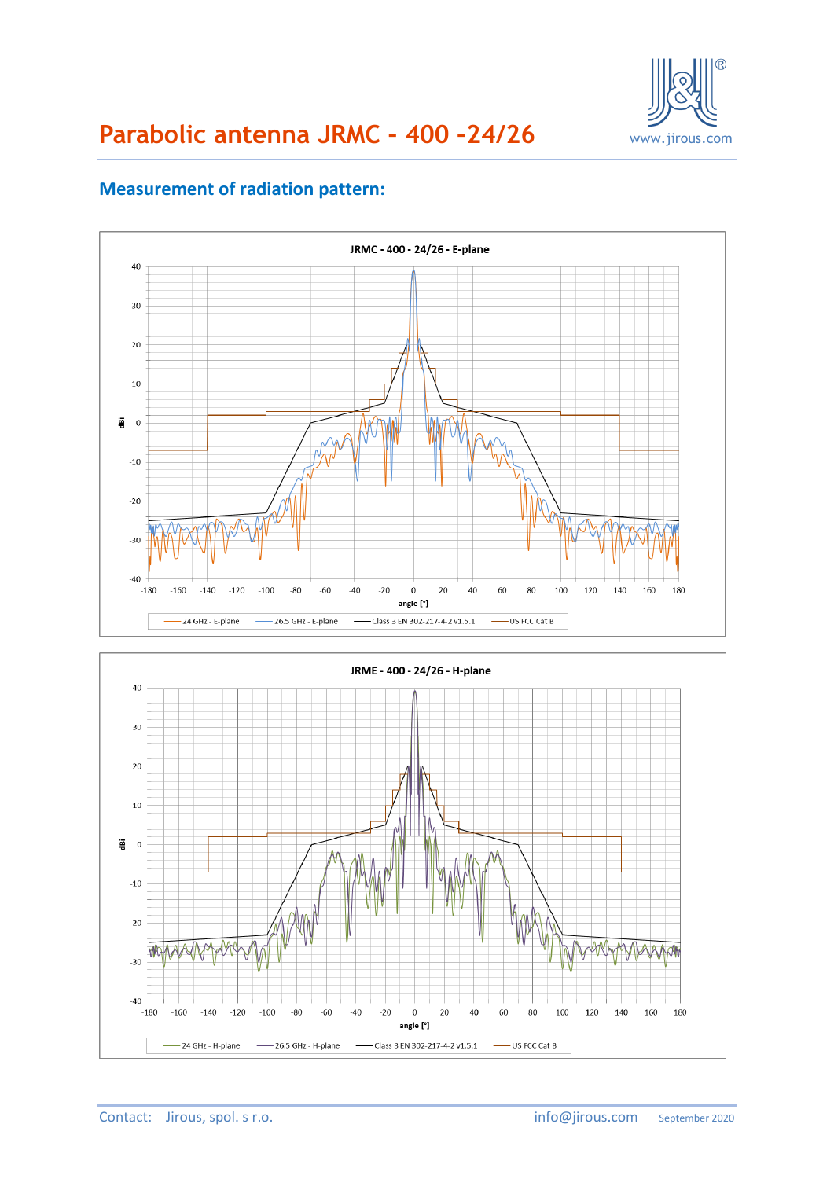# Parabolic antenna JRMC – 400 –24/26

## Measurement of radiation pattern:

JRMC - 400 - 24/26 - E-plane

JRME - 400 - 24/26 - H-plane

Contact: Jirous, spol. s r.o. info@jirous.com September 2020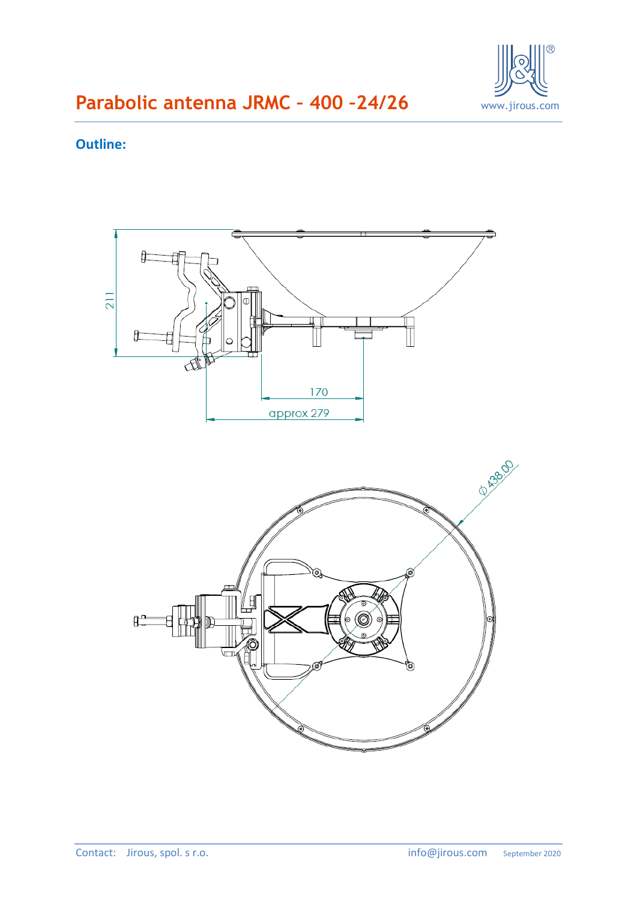# Parabolic antenna JRMC – 400 –24/26

## Outline:

211

170

approx 279

ϕ 438.00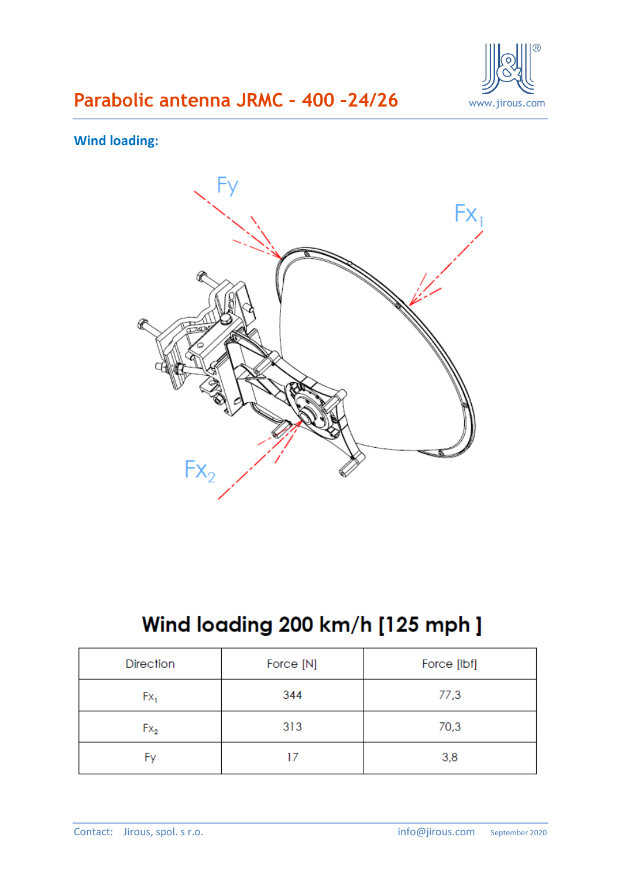# Parabolic antenna JRMC – 400 –24/26

## Wind loading:

Fy

$Fx_1$

$Fx_2$

### Wind loading 200 km/h [125 mph ]

| Direction | Force [N] | Force [lbf] |
|---|---|---|
| $Fx_1$ | 344 | 77,3 |
| $Fx_2$ | 313 | 70,3 |
| Fy | 17 | 3,8 |

Contact: Jirous, spol. s r.o. info@jirous.com September 2020